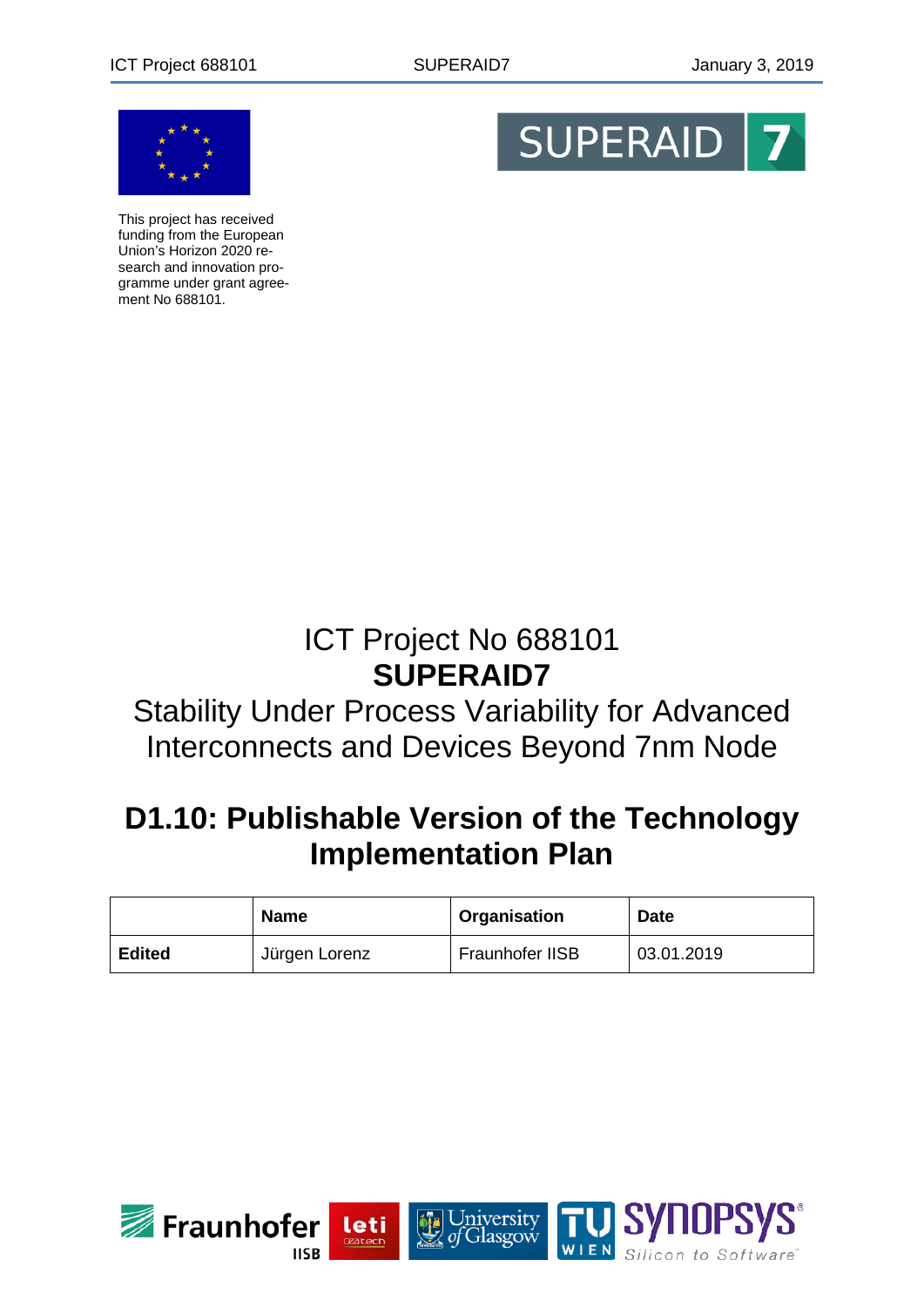This project has received funding from the European Union's Horizon 2020 research and innovation programme under grant agreement No 688101.

# ICT Project No 688101
# SUPERAID7
# Stability Under Process Variability for Advanced Interconnects and Devices Beyond 7nm Node

# D1.10: Publishable Version of the Technology Implementation Plan

| | Name | Organisation | Date |
|---|---|---|---|
| **Edited** | Jürgen Lorenz | Fraunhofer IISB | 03.01.2019 |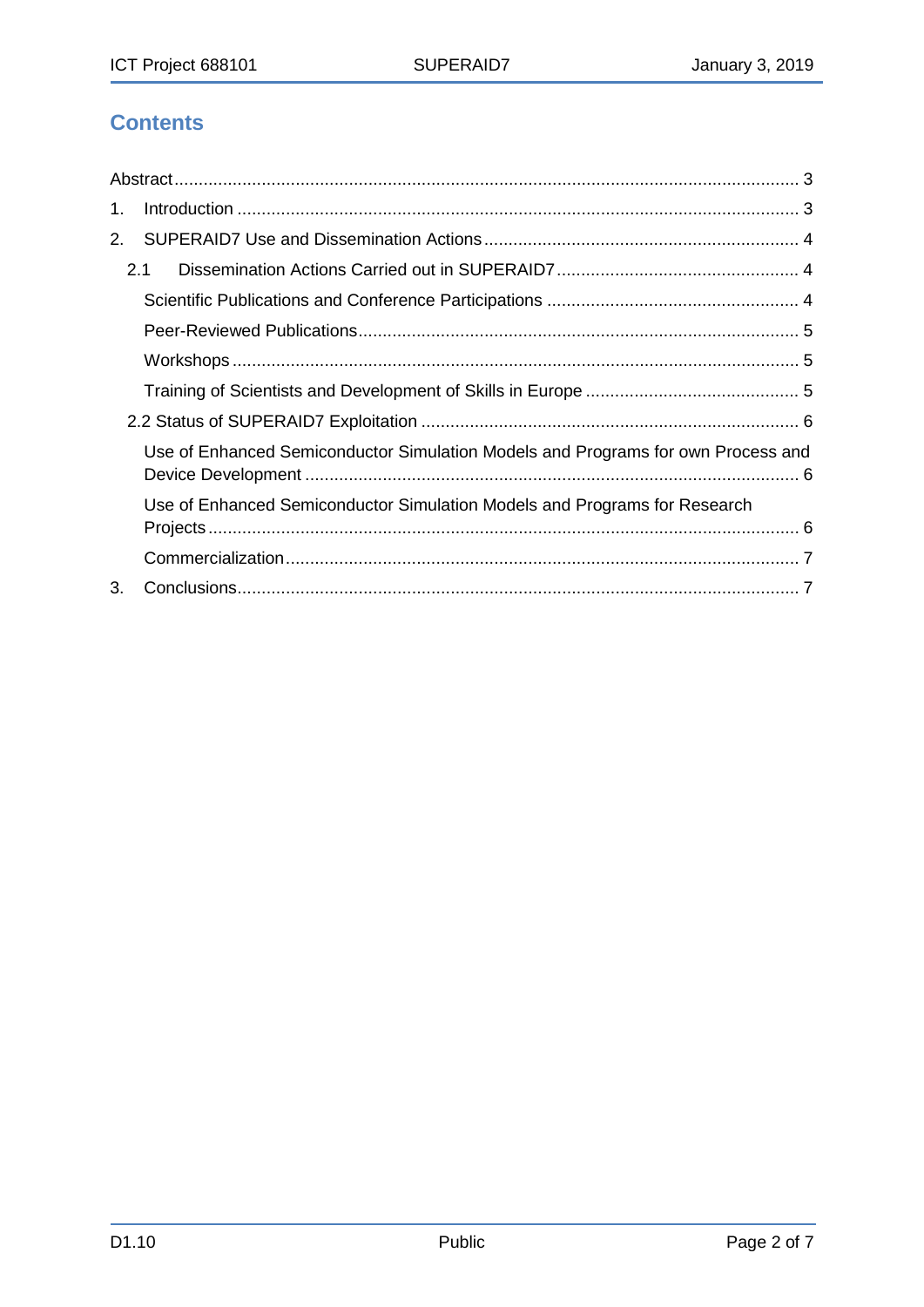## Contents

Abstract ........ 3

1. Introduction ........ 3
2. SUPERAID7 Use and Dissemination Actions ........ 4
   - 2.1 Dissemination Actions Carried out in SUPERAID7 ........ 4
     - Scientific Publications and Conference Participations ........ 4
     - Peer-Reviewed Publications ........ 5
     - Workshops ........ 5
     - Training of Scientists and Development of Skills in Europe ........ 5
   - 2.2 Status of SUPERAID7 Exploitation ........ 6
     - Use of Enhanced Semiconductor Simulation Models and Programs for own Process and Device Development ........ 6
     - Use of Enhanced Semiconductor Simulation Models and Programs for Research Projects ........ 6
     - Commercialization ........ 7
3. Conclusions ........ 7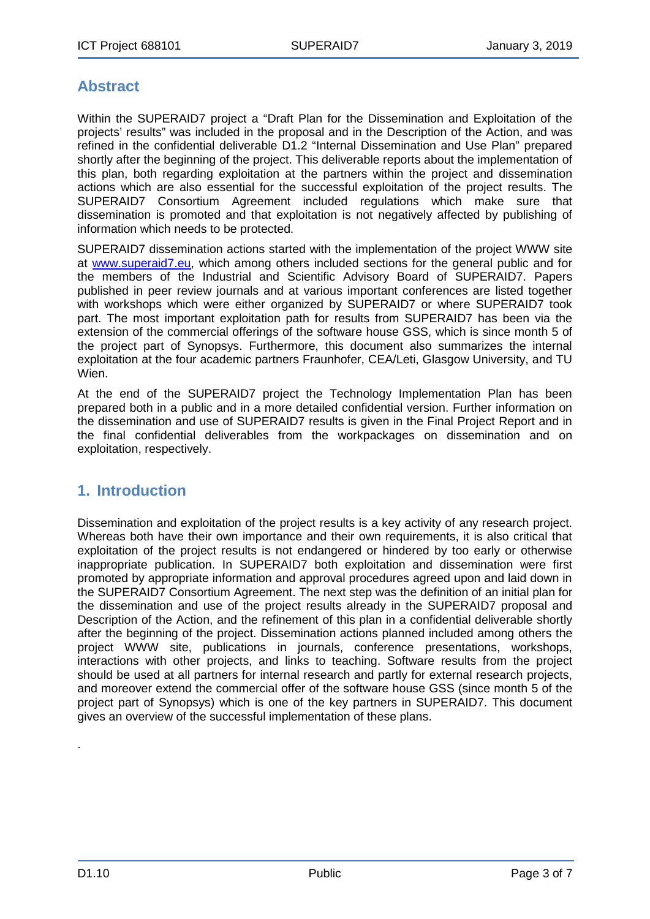## Abstract

Within the SUPERAID7 project a "Draft Plan for the Dissemination and Exploitation of the projects' results" was included in the proposal and in the Description of the Action, and was refined in the confidential deliverable D1.2 "Internal Dissemination and Use Plan" prepared shortly after the beginning of the project. This deliverable reports about the implementation of this plan, both regarding exploitation at the partners within the project and dissemination actions which are also essential for the successful exploitation of the project results. The SUPERAID7 Consortium Agreement included regulations which make sure that dissemination is promoted and that exploitation is not negatively affected by publishing of information which needs to be protected.

SUPERAID7 dissemination actions started with the implementation of the project WWW site at www.superaid7.eu, which among others included sections for the general public and for the members of the Industrial and Scientific Advisory Board of SUPERAID7. Papers published in peer review journals and at various important conferences are listed together with workshops which were either organized by SUPERAID7 or where SUPERAID7 took part. The most important exploitation path for results from SUPERAID7 has been via the extension of the commercial offerings of the software house GSS, which is since month 5 of the project part of Synopsys. Furthermore, this document also summarizes the internal exploitation at the four academic partners Fraunhofer, CEA/Leti, Glasgow University, and TU Wien.

At the end of the SUPERAID7 project the Technology Implementation Plan has been prepared both in a public and in a more detailed confidential version. Further information on the dissemination and use of SUPERAID7 results is given in the Final Project Report and in the final confidential deliverables from the workpackages on dissemination and on exploitation, respectively.

## 1. Introduction

Dissemination and exploitation of the project results is a key activity of any research project. Whereas both have their own importance and their own requirements, it is also critical that exploitation of the project results is not endangered or hindered by too early or otherwise inappropriate publication. In SUPERAID7 both exploitation and dissemination were first promoted by appropriate information and approval procedures agreed upon and laid down in the SUPERAID7 Consortium Agreement. The next step was the definition of an initial plan for the dissemination and use of the project results already in the SUPERAID7 proposal and Description of the Action, and the refinement of this plan in a confidential deliverable shortly after the beginning of the project. Dissemination actions planned included among others the project WWW site, publications in journals, conference presentations, workshops, interactions with other projects, and links to teaching. Software results from the project should be used at all partners for internal research and partly for external research projects, and moreover extend the commercial offer of the software house GSS (since month 5 of the project part of Synopsys) which is one of the key partners in SUPERAID7. This document gives an overview of the successful implementation of these plans.

.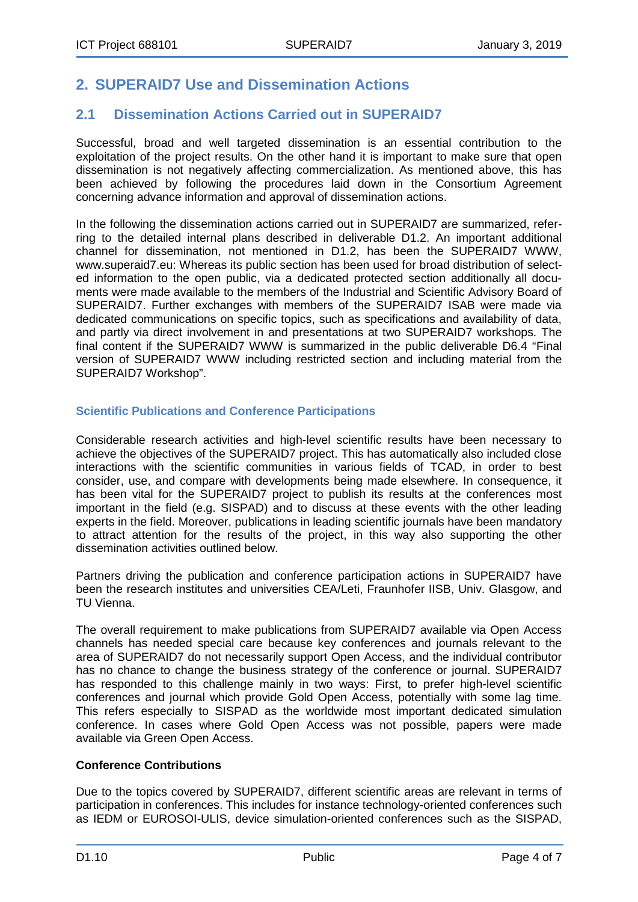# 2. SUPERAID7 Use and Dissemination Actions

## 2.1 Dissemination Actions Carried out in SUPERAID7

Successful, broad and well targeted dissemination is an essential contribution to the exploitation of the project results. On the other hand it is important to make sure that open dissemination is not negatively affecting commercialization. As mentioned above, this has been achieved by following the procedures laid down in the Consortium Agreement concerning advance information and approval of dissemination actions.

In the following the dissemination actions carried out in SUPERAID7 are summarized, referring to the detailed internal plans described in deliverable D1.2. An important additional channel for dissemination, not mentioned in D1.2, has been the SUPERAID7 WWW, www.superaid7.eu: Whereas its public section has been used for broad distribution of selected information to the open public, via a dedicated protected section additionally all documents were made available to the members of the Industrial and Scientific Advisory Board of SUPERAID7. Further exchanges with members of the SUPERAID7 ISAB were made via dedicated communications on specific topics, such as specifications and availability of data, and partly via direct involvement in and presentations at two SUPERAID7 workshops. The final content if the SUPERAID7 WWW is summarized in the public deliverable D6.4 “Final version of SUPERAID7 WWW including restricted section and including material from the SUPERAID7 Workshop”.

### Scientific Publications and Conference Participations

Considerable research activities and high-level scientific results have been necessary to achieve the objectives of the SUPERAID7 project. This has automatically also included close interactions with the scientific communities in various fields of TCAD, in order to best consider, use, and compare with developments being made elsewhere. In consequence, it has been vital for the SUPERAID7 project to publish its results at the conferences most important in the field (e.g. SISPAD) and to discuss at these events with the other leading experts in the field. Moreover, publications in leading scientific journals have been mandatory to attract attention for the results of the project, in this way also supporting the other dissemination activities outlined below.

Partners driving the publication and conference participation actions in SUPERAID7 have been the research institutes and universities CEA/Leti, Fraunhofer IISB, Univ. Glasgow, and TU Vienna.

The overall requirement to make publications from SUPERAID7 available via Open Access channels has needed special care because key conferences and journals relevant to the area of SUPERAID7 do not necessarily support Open Access, and the individual contributor has no chance to change the business strategy of the conference or journal. SUPERAID7 has responded to this challenge mainly in two ways: First, to prefer high-level scientific conferences and journal which provide Gold Open Access, potentially with some lag time. This refers especially to SISPAD as the worldwide most important dedicated simulation conference. In cases where Gold Open Access was not possible, papers were made available via Green Open Access.

**Conference Contributions**

Due to the topics covered by SUPERAID7, different scientific areas are relevant in terms of participation in conferences. This includes for instance technology-oriented conferences such as IEDM or EUROSOI-ULIS, device simulation-oriented conferences such as the SISPAD,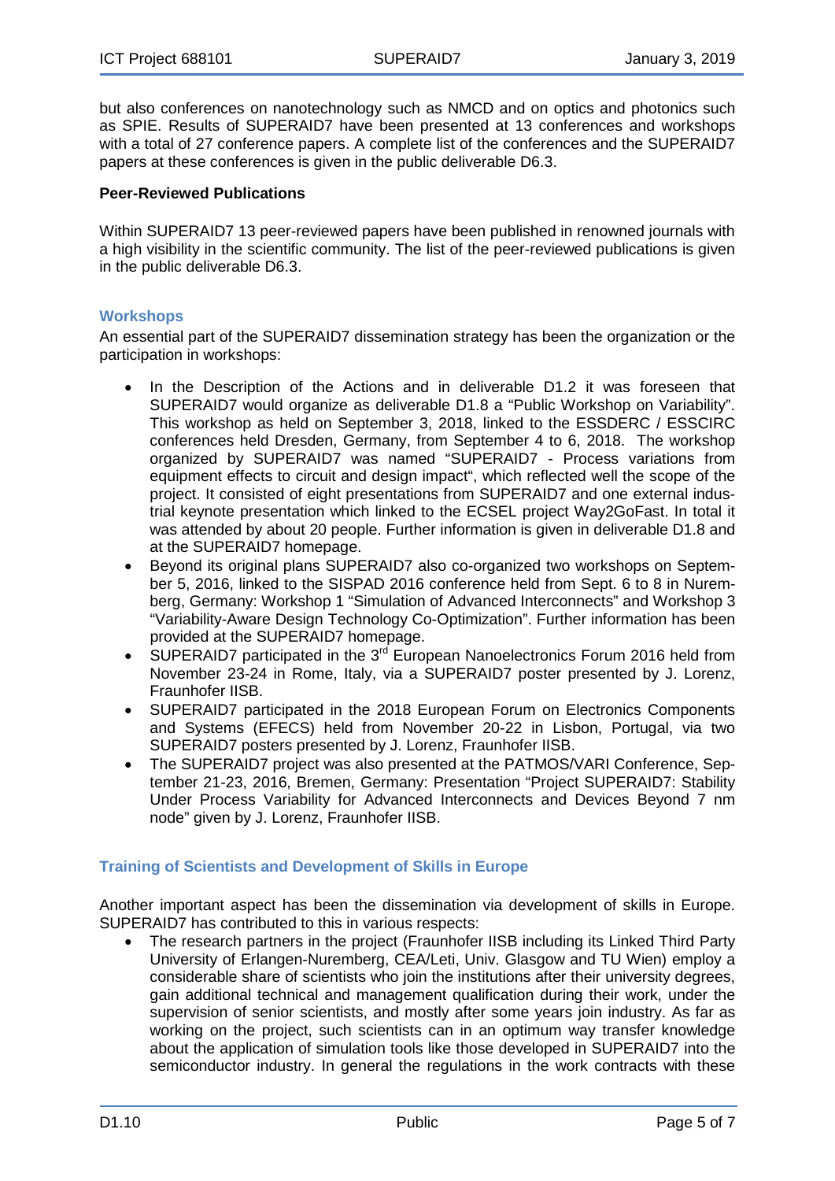but also conferences on nanotechnology such as NMCD and on optics and photonics such as SPIE. Results of SUPERAID7 have been presented at 13 conferences and workshops with a total of 27 conference papers. A complete list of the conferences and the SUPERAID7 papers at these conferences is given in the public deliverable D6.3.

**Peer-Reviewed Publications**

Within SUPERAID7 13 peer-reviewed papers have been published in renowned journals with a high visibility in the scientific community. The list of the peer-reviewed publications is given in the public deliverable D6.3.

### Workshops

An essential part of the SUPERAID7 dissemination strategy has been the organization or the participation in workshops:

- In the Description of the Actions and in deliverable D1.2 it was foreseen that SUPERAID7 would organize as deliverable D1.8 a "Public Workshop on Variability". This workshop as held on September 3, 2018, linked to the ESSDERC / ESSCIRC conferences held Dresden, Germany, from September 4 to 6, 2018. The workshop organized by SUPERAID7 was named "SUPERAID7 - Process variations from equipment effects to circuit and design impact", which reflected well the scope of the project. It consisted of eight presentations from SUPERAID7 and one external industrial keynote presentation which linked to the ECSEL project Way2GoFast. In total it was attended by about 20 people. Further information is given in deliverable D1.8 and at the SUPERAID7 homepage.
- Beyond its original plans SUPERAID7 also co-organized two workshops on September 5, 2016, linked to the SISPAD 2016 conference held from Sept. 6 to 8 in Nuremberg, Germany: Workshop 1 "Simulation of Advanced Interconnects" and Workshop 3 "Variability-Aware Design Technology Co-Optimization". Further information has been provided at the SUPERAID7 homepage.
- SUPERAID7 participated in the 3rd European Nanoelectronics Forum 2016 held from November 23-24 in Rome, Italy, via a SUPERAID7 poster presented by J. Lorenz, Fraunhofer IISB.
- SUPERAID7 participated in the 2018 European Forum on Electronics Components and Systems (EFECS) held from November 20-22 in Lisbon, Portugal, via two SUPERAID7 posters presented by J. Lorenz, Fraunhofer IISB.
- The SUPERAID7 project was also presented at the PATMOS/VARI Conference, September 21-23, 2016, Bremen, Germany: Presentation "Project SUPERAID7: Stability Under Process Variability for Advanced Interconnects and Devices Beyond 7 nm node" given by J. Lorenz, Fraunhofer IISB.

### Training of Scientists and Development of Skills in Europe

Another important aspect has been the dissemination via development of skills in Europe. SUPERAID7 has contributed to this in various respects:

- The research partners in the project (Fraunhofer IISB including its Linked Third Party University of Erlangen-Nuremberg, CEA/Leti, Univ. Glasgow and TU Wien) employ a considerable share of scientists who join the institutions after their university degrees, gain additional technical and management qualification during their work, under the supervision of senior scientists, and mostly after some years join industry. As far as working on the project, such scientists can in an optimum way transfer knowledge about the application of simulation tools like those developed in SUPERAID7 into the semiconductor industry. In general the regulations in the work contracts with these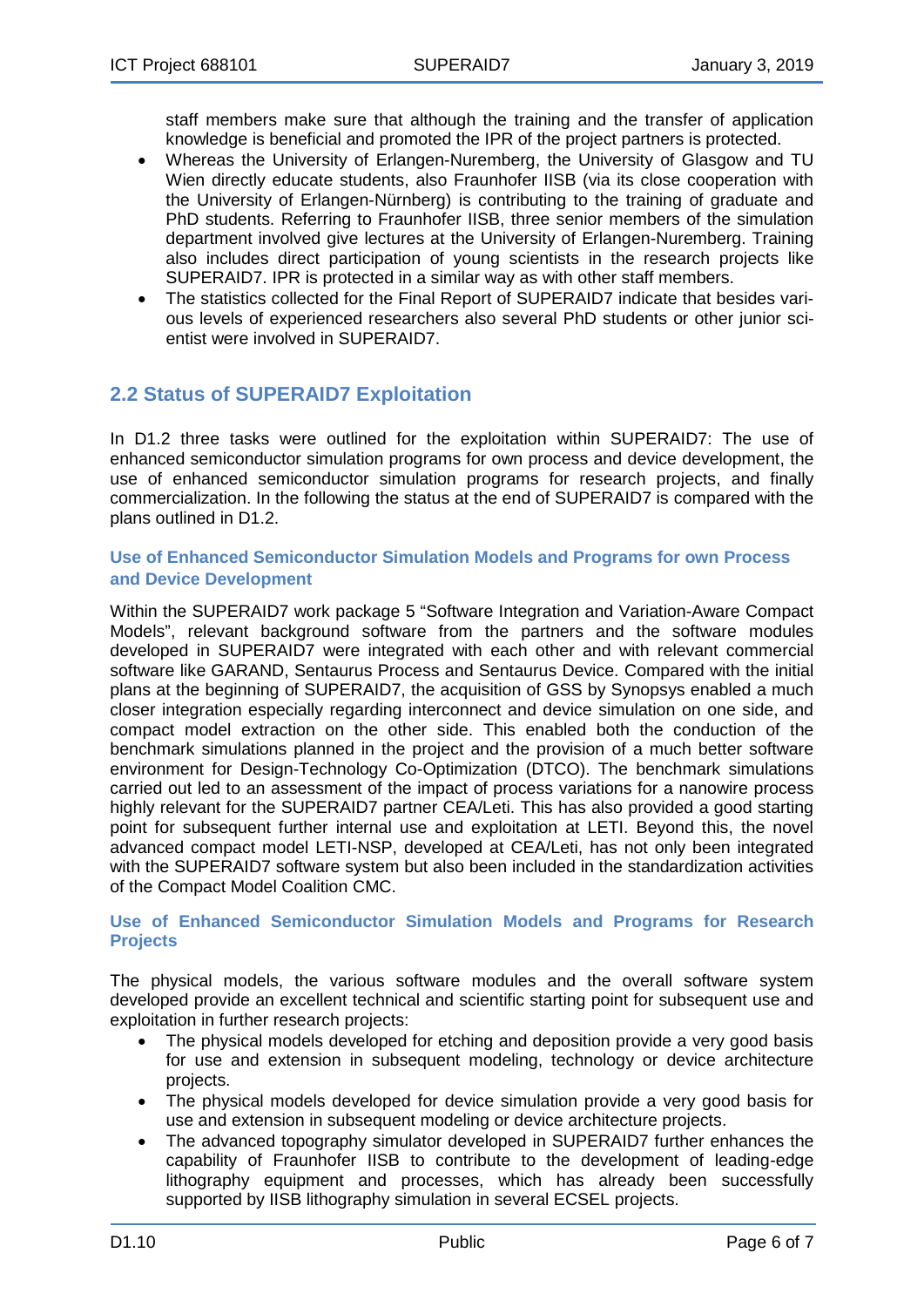staff members make sure that although the training and the transfer of application knowledge is beneficial and promoted the IPR of the project partners is protected.

- Whereas the University of Erlangen-Nuremberg, the University of Glasgow and TU Wien directly educate students, also Fraunhofer IISB (via its close cooperation with the University of Erlangen-Nürnberg) is contributing to the training of graduate and PhD students. Referring to Fraunhofer IISB, three senior members of the simulation department involved give lectures at the University of Erlangen-Nuremberg. Training also includes direct participation of young scientists in the research projects like SUPERAID7. IPR is protected in a similar way as with other staff members.
- The statistics collected for the Final Report of SUPERAID7 indicate that besides various levels of experienced researchers also several PhD students or other junior scientist were involved in SUPERAID7.

## 2.2 Status of SUPERAID7 Exploitation

In D1.2 three tasks were outlined for the exploitation within SUPERAID7: The use of enhanced semiconductor simulation programs for own process and device development, the use of enhanced semiconductor simulation programs for research projects, and finally commercialization. In the following the status at the end of SUPERAID7 is compared with the plans outlined in D1.2.

### Use of Enhanced Semiconductor Simulation Models and Programs for own Process and Device Development

Within the SUPERAID7 work package 5 "Software Integration and Variation-Aware Compact Models", relevant background software from the partners and the software modules developed in SUPERAID7 were integrated with each other and with relevant commercial software like GARAND, Sentaurus Process and Sentaurus Device. Compared with the initial plans at the beginning of SUPERAID7, the acquisition of GSS by Synopsys enabled a much closer integration especially regarding interconnect and device simulation on one side, and compact model extraction on the other side. This enabled both the conduction of the benchmark simulations planned in the project and the provision of a much better software environment for Design-Technology Co-Optimization (DTCO). The benchmark simulations carried out led to an assessment of the impact of process variations for a nanowire process highly relevant for the SUPERAID7 partner CEA/Leti. This has also provided a good starting point for subsequent further internal use and exploitation at LETI. Beyond this, the novel advanced compact model LETI-NSP, developed at CEA/Leti, has not only been integrated with the SUPERAID7 software system but also been included in the standardization activities of the Compact Model Coalition CMC.

### Use of Enhanced Semiconductor Simulation Models and Programs for Research Projects

The physical models, the various software modules and the overall software system developed provide an excellent technical and scientific starting point for subsequent use and exploitation in further research projects:

- The physical models developed for etching and deposition provide a very good basis for use and extension in subsequent modeling, technology or device architecture projects.
- The physical models developed for device simulation provide a very good basis for use and extension in subsequent modeling or device architecture projects.
- The advanced topography simulator developed in SUPERAID7 further enhances the capability of Fraunhofer IISB to contribute to the development of leading-edge lithography equipment and processes, which has already been successfully supported by IISB lithography simulation in several ECSEL projects.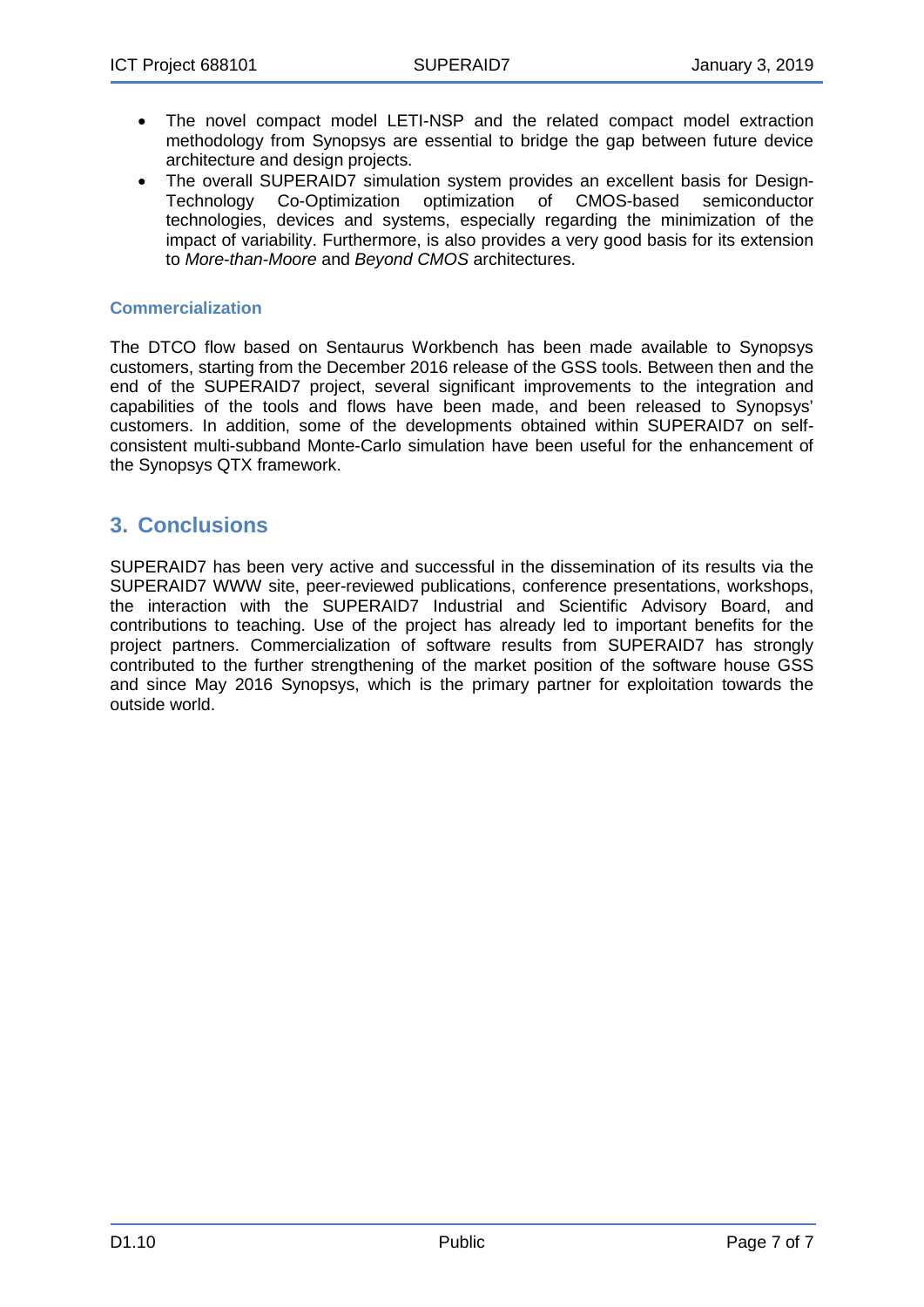- The novel compact model LETI-NSP and the related compact model extraction methodology from Synopsys are essential to bridge the gap between future device architecture and design projects.
- The overall SUPERAID7 simulation system provides an excellent basis for Design-Technology Co-Optimization optimization of CMOS-based semiconductor technologies, devices and systems, especially regarding the minimization of the impact of variability. Furthermore, is also provides a very good basis for its extension to *More-than-Moore* and *Beyond CMOS* architectures.

### Commercialization

The DTCO flow based on Sentaurus Workbench has been made available to Synopsys customers, starting from the December 2016 release of the GSS tools. Between then and the end of the SUPERAID7 project, several significant improvements to the integration and capabilities of the tools and flows have been made, and been released to Synopsys' customers. In addition, some of the developments obtained within SUPERAID7 on self-consistent multi-subband Monte-Carlo simulation have been useful for the enhancement of the Synopsys QTX framework.

## 3. Conclusions

SUPERAID7 has been very active and successful in the dissemination of its results via the SUPERAID7 WWW site, peer-reviewed publications, conference presentations, workshops, the interaction with the SUPERAID7 Industrial and Scientific Advisory Board, and contributions to teaching. Use of the project has already led to important benefits for the project partners. Commercialization of software results from SUPERAID7 has strongly contributed to the further strengthening of the market position of the software house GSS and since May 2016 Synopsys, which is the primary partner for exploitation towards the outside world.